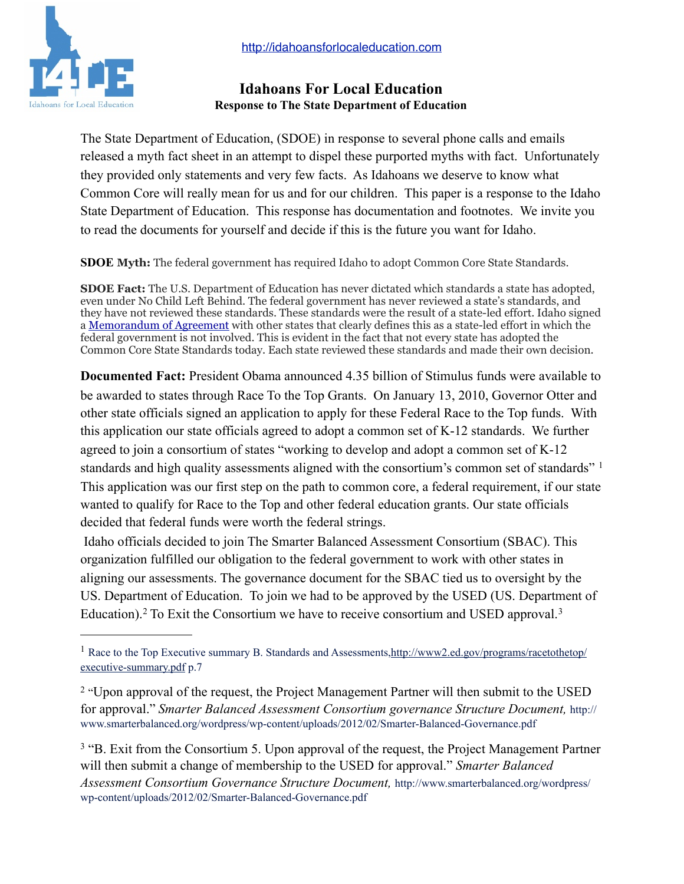http://idahoansforlocaleducation.com

# Idahoans For Local Education

### Response to The State Department of Education

The State Department of Education, (SDOE) in response to several phone calls and emails released a myth fact sheet in an attempt to dispel these purported myths with fact. Unfortunately they provided only statements and very few facts. As Idahoans we deserve to know what Common Core will really mean for us and for our children. This paper is a response to the Idaho State Department of Education. This response has documentation and footnotes. We invite you to read the documents for yourself and decide if this is the future you want for Idaho.

**SDOE Myth:** The federal government has required Idaho to adopt Common Core State Standards.

**SDOE Fact:** The U.S. Department of Education has never dictated which standards a state has adopted, even under No Child Left Behind. The federal government has never reviewed a state's standards, and they have not reviewed these standards. These standards were the result of a state-led effort. Idaho signed a Memorandum of Agreement with other states that clearly defines this as a state-led effort in which the federal government is not involved. This is evident in the fact that not every state has adopted the Common Core State Standards today. Each state reviewed these standards and made their own decision.

**Documented Fact:** President Obama announced 4.35 billion of Stimulus funds were available to be awarded to states through Race To the Top Grants. On January 13, 2010, Governor Otter and other state officials signed an application to apply for these Federal Race to the Top funds. With this application our state officials agreed to adopt a common set of K-12 standards. We further agreed to join a consortium of states "working to develop and adopt a common set of K-12 standards and high quality assessments aligned with the consortium's common set of standards" [1] This application was our first step on the path to common core, a federal requirement, if our state wanted to qualify for Race to the Top and other federal education grants. Our state officials decided that federal funds were worth the federal strings.

Idaho officials decided to join The Smarter Balanced Assessment Consortium (SBAC). This organization fulfilled our obligation to the federal government to work with other states in aligning our assessments. The governance document for the SBAC tied us to oversight by the US. Department of Education. To join we had to be approved by the USED (US. Department of Education).[2] To Exit the Consortium we have to receive consortium and USED approval.[3]

---

[1] Race to the Top Executive summary B. Standards and Assessments, http://www2.ed.gov/programs/racetothetop/executive-summary.pdf p.7

[2] "Upon approval of the request, the Project Management Partner will then submit to the USED for approval." *Smarter Balanced Assessment Consortium governance Structure Document,* http://www.smarterbalanced.org/wordpress/wp-content/uploads/2012/02/Smarter-Balanced-Governance.pdf

[3] "B. Exit from the Consortium 5. Upon approval of the request, the Project Management Partner will then submit a change of membership to the USED for approval." *Smarter Balanced Assessment Consortium Governance Structure Document,* http://www.smarterbalanced.org/wordpress/wp-content/uploads/2012/02/Smarter-Balanced-Governance.pdf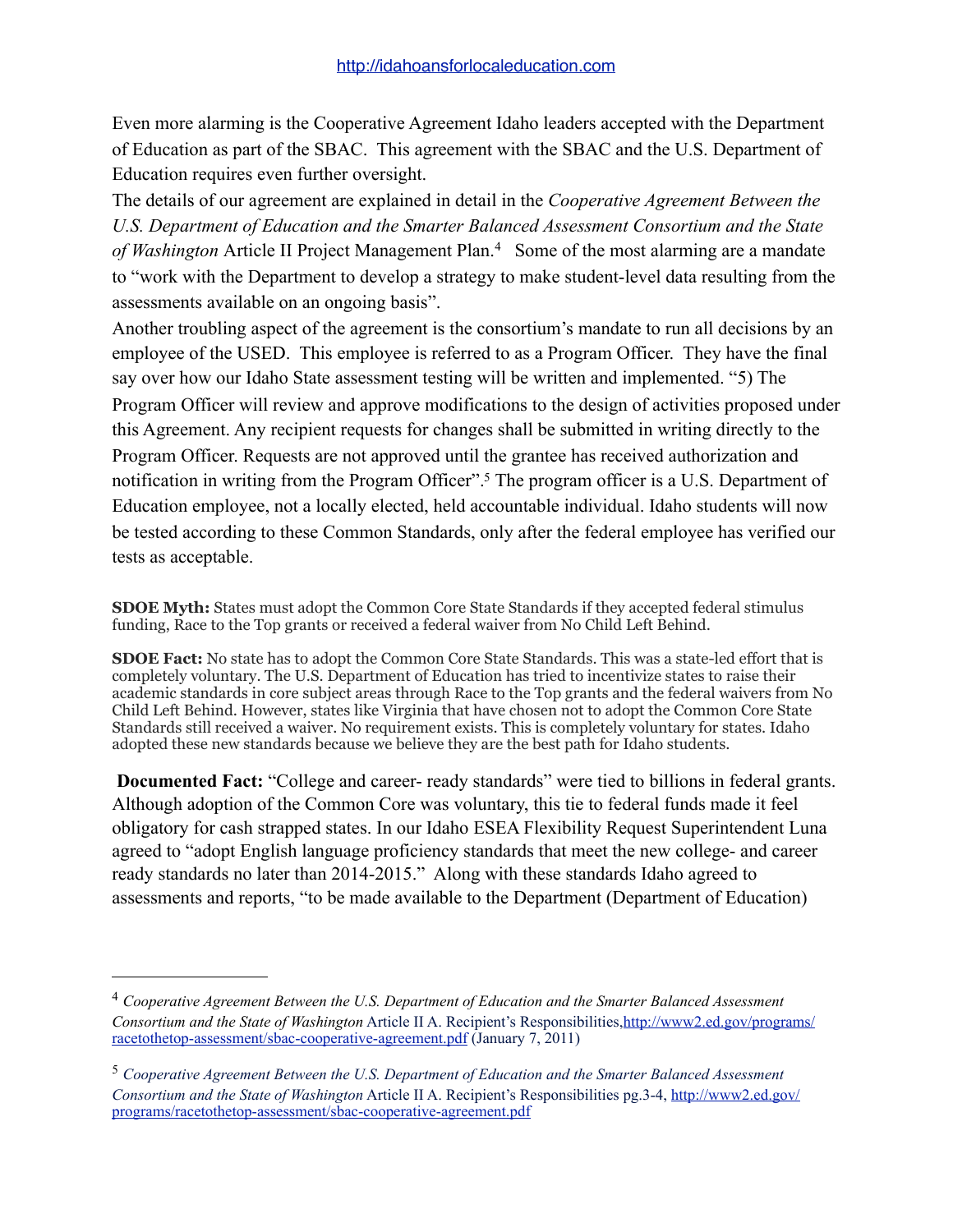Even more alarming is the Cooperative Agreement Idaho leaders accepted with the Department of Education as part of the SBAC. This agreement with the SBAC and the U.S. Department of Education requires even further oversight.

The details of our agreement are explained in detail in the *Cooperative Agreement Between the U.S. Department of Education and the Smarter Balanced Assessment Consortium and the State of Washington* Article II Project Management Plan.[4] Some of the most alarming are a mandate to "work with the Department to develop a strategy to make student-level data resulting from the assessments available on an ongoing basis".

Another troubling aspect of the agreement is the consortium's mandate to run all decisions by an employee of the USED. This employee is referred to as a Program Officer. They have the final say over how our Idaho State assessment testing will be written and implemented. "5) The Program Officer will review and approve modifications to the design of activities proposed under this Agreement. Any recipient requests for changes shall be submitted in writing directly to the Program Officer. Requests are not approved until the grantee has received authorization and notification in writing from the Program Officer".[5] The program officer is a U.S. Department of Education employee, not a locally elected, held accountable individual. Idaho students will now be tested according to these Common Standards, only after the federal employee has verified our tests as acceptable.

**SDOE Myth:** States must adopt the Common Core State Standards if they accepted federal stimulus funding, Race to the Top grants or received a federal waiver from No Child Left Behind.

**SDOE Fact:** No state has to adopt the Common Core State Standards. This was a state-led effort that is completely voluntary. The U.S. Department of Education has tried to incentivize states to raise their academic standards in core subject areas through Race to the Top grants and the federal waivers from No Child Left Behind. However, states like Virginia that have chosen not to adopt the Common Core State Standards still received a waiver. No requirement exists. This is completely voluntary for states. Idaho adopted these new standards because we believe they are the best path for Idaho students.

**Documented Fact:** "College and career- ready standards" were tied to billions in federal grants. Although adoption of the Common Core was voluntary, this tie to federal funds made it feel obligatory for cash strapped states. In our Idaho ESEA Flexibility Request Superintendent Luna agreed to "adopt English language proficiency standards that meet the new college- and career ready standards no later than 2014-2015." Along with these standards Idaho agreed to assessments and reports, "to be made available to the Department (Department of Education)

---

[4] *Cooperative Agreement Between the U.S. Department of Education and the Smarter Balanced Assessment Consortium and the State of Washington* Article II A. Recipient's Responsibilities, http://www2.ed.gov/programs/racetothetop-assessment/sbac-cooperative-agreement.pdf (January 7, 2011)

[5] *Cooperative Agreement Between the U.S. Department of Education and the Smarter Balanced Assessment Consortium and the State of Washington* Article II A. Recipient's Responsibilities pg.3-4, http://www2.ed.gov/programs/racetothetop-assessment/sbac-cooperative-agreement.pdf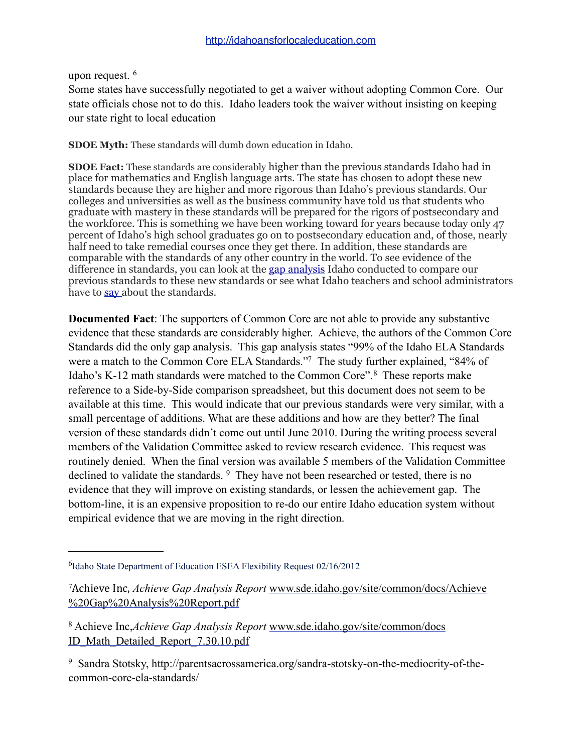upon request. [6]

Some states have successfully negotiated to get a waiver without adopting Common Core. Our state officials chose not to do this. Idaho leaders took the waiver without insisting on keeping our state right to local education

**SDOE Myth:** These standards will dumb down education in Idaho.

**SDOE Fact:** These standards are considerably higher than the previous standards Idaho had in place for mathematics and English language arts. The state has chosen to adopt these new standards because they are higher and more rigorous than Idaho's previous standards. Our colleges and universities as well as the business community have told us that students who graduate with mastery in these standards will be prepared for the rigors of postsecondary and the workforce. This is something we have been working toward for years because today only 47 percent of Idaho's high school graduates go on to postsecondary education and, of those, nearly half need to take remedial courses once they get there. In addition, these standards are comparable with the standards of any other country in the world. To see evidence of the difference in standards, you can look at the gap analysis Idaho conducted to compare our previous standards to these new standards or see what Idaho teachers and school administrators have to say about the standards.

**Documented Fact**: The supporters of Common Core are not able to provide any substantive evidence that these standards are considerably higher. Achieve, the authors of the Common Core Standards did the only gap analysis. This gap analysis states "99% of the Idaho ELA Standards were a match to the Common Core ELA Standards."[7] The study further explained, "84% of Idaho's K-12 math standards were matched to the Common Core".[8] These reports make reference to a Side-by-Side comparison spreadsheet, but this document does not seem to be available at this time. This would indicate that our previous standards were very similar, with a small percentage of additions. What are these additions and how are they better? The final version of these standards didn't come out until June 2010. During the writing process several members of the Validation Committee asked to review research evidence. This request was routinely denied. When the final version was available 5 members of the Validation Committee declined to validate the standards. [9] They have not been researched or tested, there is no evidence that they will improve on existing standards, or lessen the achievement gap. The bottom-line, it is an expensive proposition to re-do our entire Idaho education system without empirical evidence that we are moving in the right direction.

---

[6] Idaho State Department of Education ESEA Flexibility Request 02/16/2012

[7] Achieve Inc, *Achieve Gap Analysis Report* www.sde.idaho.gov/site/common/docs/Achieve%20Gap%20Analysis%20Report.pdf

[8] Achieve Inc, *Achieve Gap Analysis Report* www.sde.idaho.gov/site/common/docs ID_Math_Detailed_Report_7.30.10.pdf

[9] Sandra Stotsky, http://parentsacrossamerica.org/sandra-stotsky-on-the-mediocrity-of-the-common-core-ela-standards/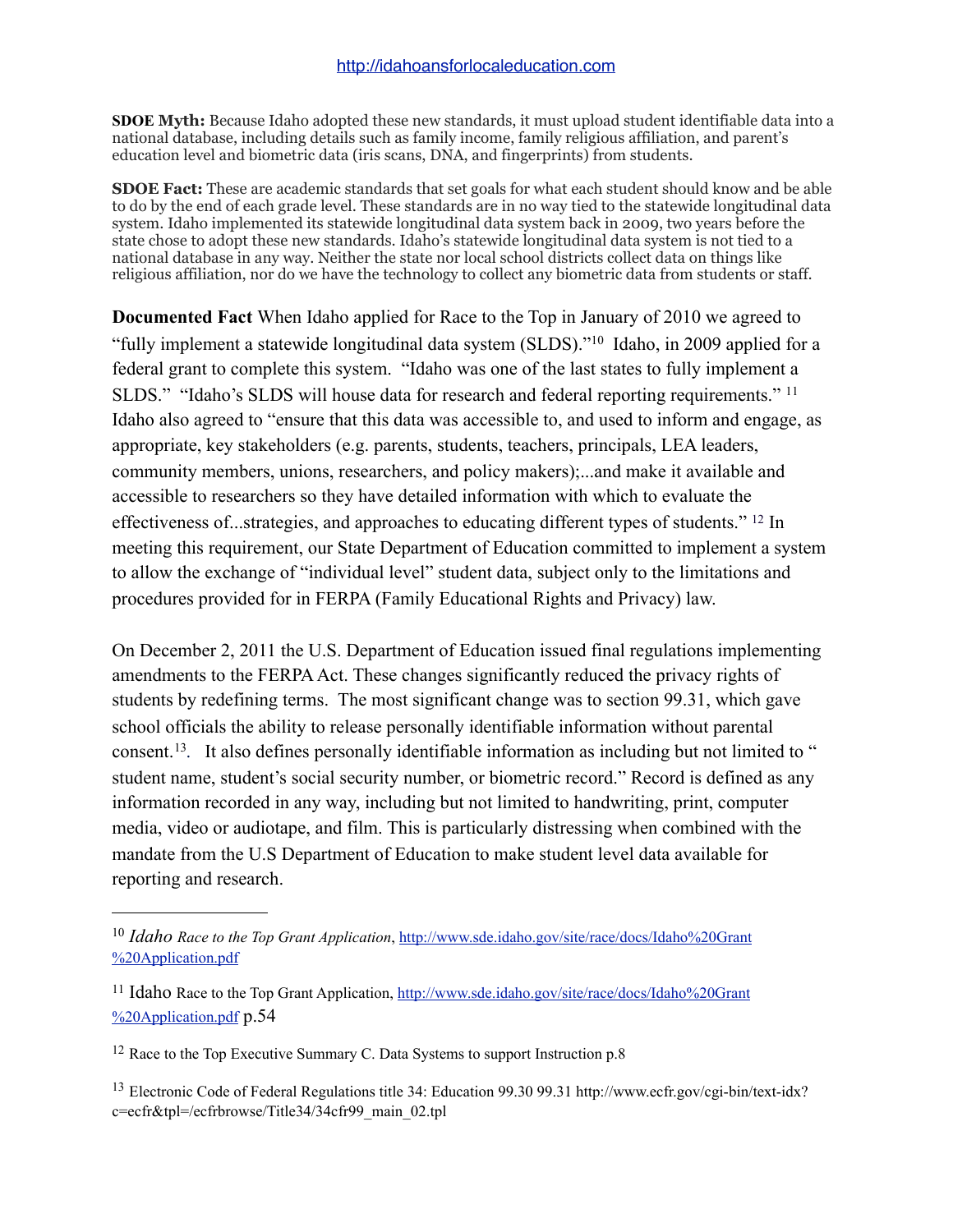**SDOE Myth:** Because Idaho adopted these new standards, it must upload student identifiable data into a national database, including details such as family income, family religious affiliation, and parent's education level and biometric data (iris scans, DNA, and fingerprints) from students.

**SDOE Fact:** These are academic standards that set goals for what each student should know and be able to do by the end of each grade level. These standards are in no way tied to the statewide longitudinal data system. Idaho implemented its statewide longitudinal data system back in 2009, two years before the state chose to adopt these new standards. Idaho's statewide longitudinal data system is not tied to a national database in any way. Neither the state nor local school districts collect data on things like religious affiliation, nor do we have the technology to collect any biometric data from students or staff.

**Documented Fact** When Idaho applied for Race to the Top in January of 2010 we agreed to "fully implement a statewide longitudinal data system (SLDS)."[10] Idaho, in 2009 applied for a federal grant to complete this system. "Idaho was one of the last states to fully implement a SLDS." "Idaho's SLDS will house data for research and federal reporting requirements." [11] Idaho also agreed to "ensure that this data was accessible to, and used to inform and engage, as appropriate, key stakeholders (e.g. parents, students, teachers, principals, LEA leaders, community members, unions, researchers, and policy makers);...and make it available and accessible to researchers so they have detailed information with which to evaluate the effectiveness of...strategies, and approaches to educating different types of students." [12] In meeting this requirement, our State Department of Education committed to implement a system to allow the exchange of "individual level" student data, subject only to the limitations and procedures provided for in FERPA (Family Educational Rights and Privacy) law.

On December 2, 2011 the U.S. Department of Education issued final regulations implementing amendments to the FERPA Act. These changes significantly reduced the privacy rights of students by redefining terms. The most significant change was to section 99.31, which gave school officials the ability to release personally identifiable information without parental consent.[13]. It also defines personally identifiable information as including but not limited to " student name, student's social security number, or biometric record." Record is defined as any information recorded in any way, including but not limited to handwriting, print, computer media, video or audiotape, and film. This is particularly distressing when combined with the mandate from the U.S Department of Education to make student level data available for reporting and research.

---

[10] *Idaho Race to the Top Grant Application*, http://www.sde.idaho.gov/site/race/docs/Idaho%20Grant%20Application.pdf

[11] Idaho Race to the Top Grant Application, http://www.sde.idaho.gov/site/race/docs/Idaho%20Grant%20Application.pdf p.54

[12] Race to the Top Executive Summary C. Data Systems to support Instruction p.8

[13] Electronic Code of Federal Regulations title 34: Education 99.30 99.31 http://www.ecfr.gov/cgi-bin/text-idx?c=ecfr&tpl=/ecfrbrowse/Title34/34cfr99_main_02.tpl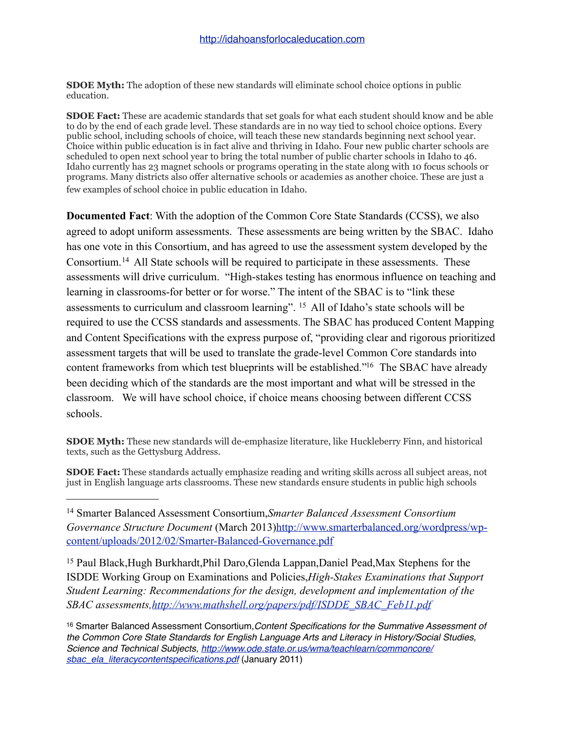**SDOE Myth:** The adoption of these new standards will eliminate school choice options in public education.

**SDOE Fact:** These are academic standards that set goals for what each student should know and be able to do by the end of each grade level. These standards are in no way tied to school choice options. Every public school, including schools of choice, will teach these new standards beginning next school year. Choice within public education is in fact alive and thriving in Idaho. Four new public charter schools are scheduled to open next school year to bring the total number of public charter schools in Idaho to 46. Idaho currently has 23 magnet schools or programs operating in the state along with 10 focus schools or programs. Many districts also offer alternative schools or academies as another choice. These are just a few examples of school choice in public education in Idaho.

**Documented Fact**: With the adoption of the Common Core State Standards (CCSS), we also agreed to adopt uniform assessments. These assessments are being written by the SBAC. Idaho has one vote in this Consortium, and has agreed to use the assessment system developed by the Consortium.[14] All State schools will be required to participate in these assessments. These assessments will drive curriculum. "High-stakes testing has enormous influence on teaching and learning in classrooms-for better or for worse." The intent of the SBAC is to "link these assessments to curriculum and classroom learning". [15] All of Idaho's state schools will be required to use the CCSS standards and assessments. The SBAC has produced Content Mapping and Content Specifications with the express purpose of, "providing clear and rigorous prioritized assessment targets that will be used to translate the grade-level Common Core standards into content frameworks from which test blueprints will be established."[16] The SBAC have already been deciding which of the standards are the most important and what will be stressed in the classroom. We will have school choice, if choice means choosing between different CCSS schools.

**SDOE Myth:** These new standards will de-emphasize literature, like Huckleberry Finn, and historical texts, such as the Gettysburg Address.

**SDOE Fact:** These standards actually emphasize reading and writing skills across all subject areas, not just in English language arts classrooms. These new standards ensure students in public high schools

---

[14] Smarter Balanced Assessment Consortium,*Smarter Balanced Assessment Consortium Governance Structure Document* (March 2013)http://www.smarterbalanced.org/wordpress/wp-content/uploads/2012/02/Smarter-Balanced-Governance.pdf

[15] Paul Black,Hugh Burkhardt,Phil Daro,Glenda Lappan,Daniel Pead,Max Stephens for the ISDDE Working Group on Examinations and Policies,*High-Stakes Examinations that Support Student Learning: Recommendations for the design, development and implementation of the SBAC assessments,http://www.mathshell.org/papers/pdf/ISDDE_SBAC_Feb11.pdf*

[16] Smarter Balanced Assessment Consortium,*Content Specifications for the Summative Assessment of the Common Core State Standards for English Language Arts and Literacy in History/Social Studies, Science and Technical Subjects, http://www.ode.state.or.us/wma/teachlearn/commoncore/sbac_ela_literacycontentspecifications.pdf* (January 2011)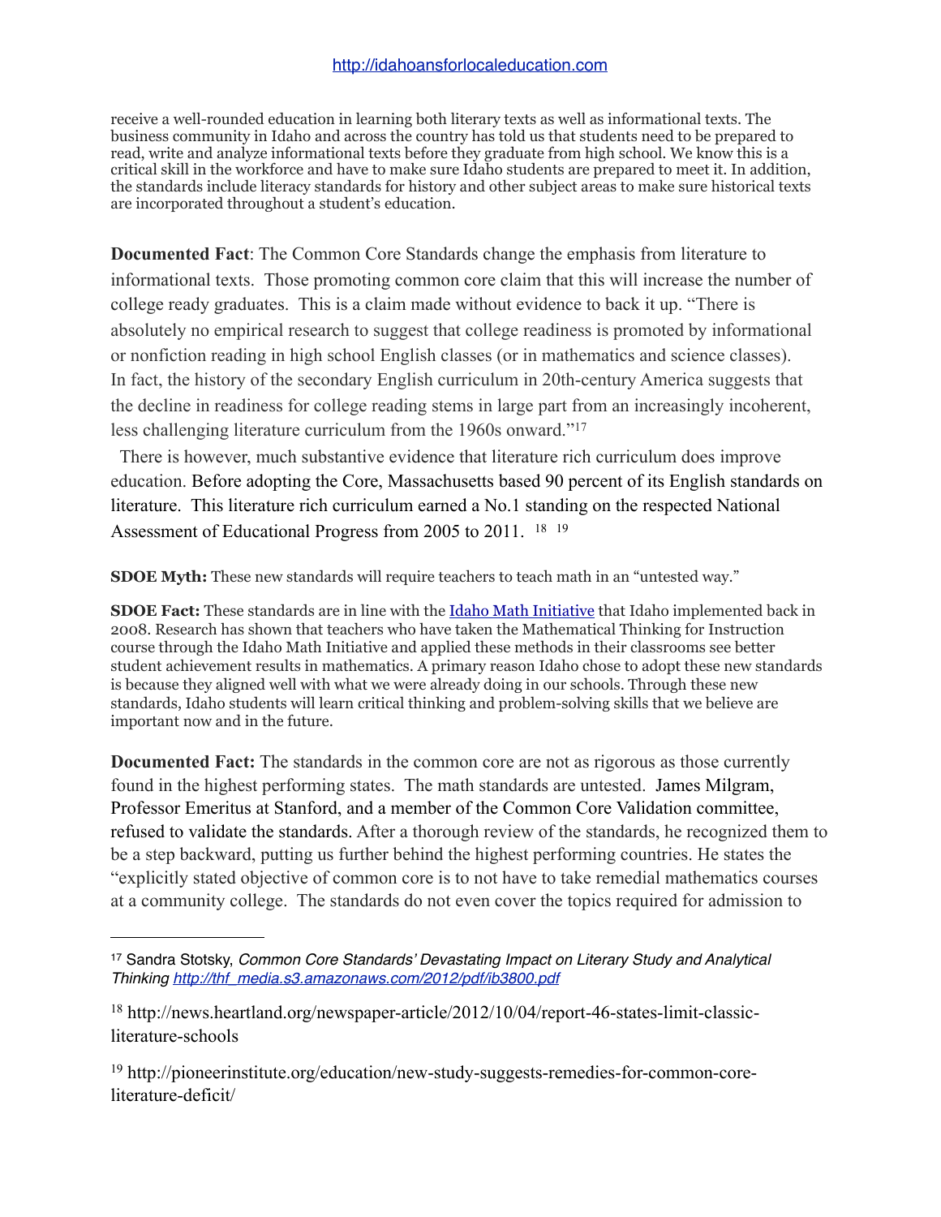receive a well-rounded education in learning both literary texts as well as informational texts. The business community in Idaho and across the country has told us that students need to be prepared to read, write and analyze informational texts before they graduate from high school. We know this is a critical skill in the workforce and have to make sure Idaho students are prepared to meet it. In addition, the standards include literacy standards for history and other subject areas to make sure historical texts are incorporated throughout a student's education.

**Documented Fact**: The Common Core Standards change the emphasis from literature to informational texts. Those promoting common core claim that this will increase the number of college ready graduates. This is a claim made without evidence to back it up. "There is absolutely no empirical research to suggest that college readiness is promoted by informational or nonfiction reading in high school English classes (or in mathematics and science classes). In fact, the history of the secondary English curriculum in 20th-century America suggests that the decline in readiness for college reading stems in large part from an increasingly incoherent, less challenging literature curriculum from the 1960s onward."[17]

There is however, much substantive evidence that literature rich curriculum does improve education. Before adopting the Core, Massachusetts based 90 percent of its English standards on literature. This literature rich curriculum earned a No.1 standing on the respected National Assessment of Educational Progress from 2005 to 2011. [18] [19]

**SDOE Myth:** These new standards will require teachers to teach math in an "untested way."

**SDOE Fact:** These standards are in line with the [Idaho Math Initiative] that Idaho implemented back in 2008. Research has shown that teachers who have taken the Mathematical Thinking for Instruction course through the Idaho Math Initiative and applied these methods in their classrooms see better student achievement results in mathematics. A primary reason Idaho chose to adopt these new standards is because they aligned well with what we were already doing in our schools. Through these new standards, Idaho students will learn critical thinking and problem-solving skills that we believe are important now and in the future.

**Documented Fact:** The standards in the common core are not as rigorous as those currently found in the highest performing states. The math standards are untested. James Milgram, Professor Emeritus at Stanford, and a member of the Common Core Validation committee, refused to validate the standards. After a thorough review of the standards, he recognized them to be a step backward, putting us further behind the highest performing countries. He states the "explicitly stated objective of common core is to not have to take remedial mathematics courses at a community college. The standards do not even cover the topics required for admission to

---

[17] Sandra Stotsky, *Common Core Standards' Devastating Impact on Literary Study and Analytical Thinking* *http://thf_media.s3.amazonaws.com/2012/pdf/ib3800.pdf*

[18] http://news.heartland.org/newspaper-article/2012/10/04/report-46-states-limit-classic-literature-schools

[19] http://pioneerinstitute.org/education/new-study-suggests-remedies-for-common-core-literature-deficit/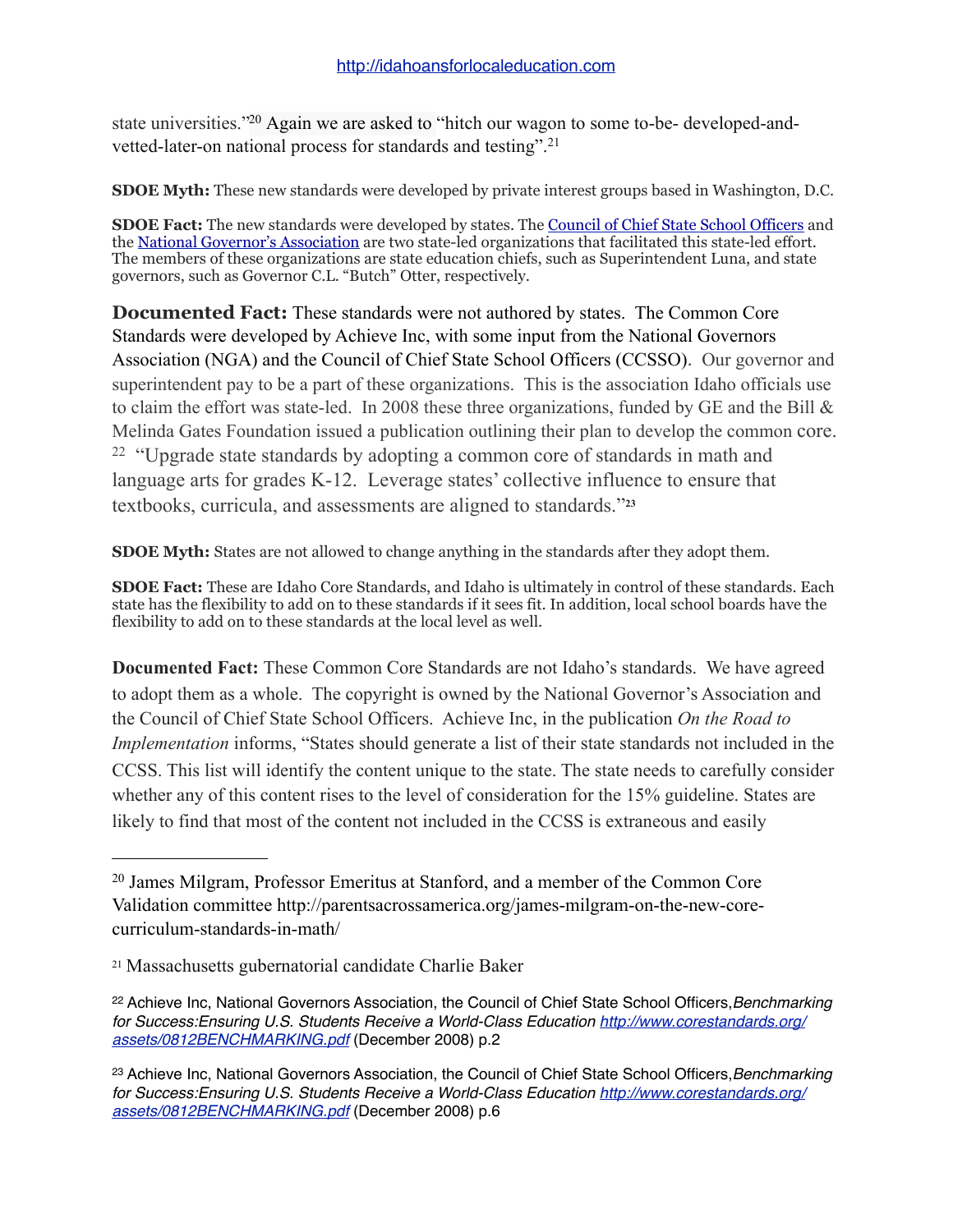state universities."[20] Again we are asked to "hitch our wagon to some to-be- developed-and-vetted-later-on national process for standards and testing".[21]

**SDOE Myth:** These new standards were developed by private interest groups based in Washington, D.C.

**SDOE Fact:** The new standards were developed by states. The [Council of Chief State School Officers](#) and the [National Governor's Association](#) are two state-led organizations that facilitated this state-led effort. The members of these organizations are state education chiefs, such as Superintendent Luna, and state governors, such as Governor C.L. "Butch" Otter, respectively.

**Documented Fact:** These standards were not authored by states. The Common Core Standards were developed by Achieve Inc, with some input from the National Governors Association (NGA) and the Council of Chief State School Officers (CCSSO). Our governor and superintendent pay to be a part of these organizations. This is the association Idaho officials use to claim the effort was state-led. In 2008 these three organizations, funded by GE and the Bill & Melinda Gates Foundation issued a publication outlining their plan to develop the common core.[22] "Upgrade state standards by adopting a common core of standards in math and language arts for grades K-12. Leverage states' collective influence to ensure that textbooks, curricula, and assessments are aligned to standards."[23]

**SDOE Myth:** States are not allowed to change anything in the standards after they adopt them.

**SDOE Fact:** These are Idaho Core Standards, and Idaho is ultimately in control of these standards. Each state has the flexibility to add on to these standards if it sees fit. In addition, local school boards have the flexibility to add on to these standards at the local level as well.

**Documented Fact:** These Common Core Standards are not Idaho's standards. We have agreed to adopt them as a whole. The copyright is owned by the National Governor's Association and the Council of Chief State School Officers. Achieve Inc, in the publication *On the Road to Implementation* informs, "States should generate a list of their state standards not included in the CCSS. This list will identify the content unique to the state. The state needs to carefully consider whether any of this content rises to the level of consideration for the 15% guideline. States are likely to find that most of the content not included in the CCSS is extraneous and easily

---

[20] James Milgram, Professor Emeritus at Stanford, and a member of the Common Core Validation committee http://parentsacrossamerica.org/james-milgram-on-the-new-core-curriculum-standards-in-math/

[21] Massachusetts gubernatorial candidate Charlie Baker

[22] Achieve Inc, National Governors Association, the Council of Chief State School Officers, *Benchmarking for Success:Ensuring U.S. Students Receive a World-Class Education* [http://www.corestandards.org/assets/0812BENCHMARKING.pdf](http://www.corestandards.org/assets/0812BENCHMARKING.pdf) (December 2008) p.2

[23] Achieve Inc, National Governors Association, the Council of Chief State School Officers, *Benchmarking for Success:Ensuring U.S. Students Receive a World-Class Education* [http://www.corestandards.org/assets/0812BENCHMARKING.pdf](http://www.corestandards.org/assets/0812BENCHMARKING.pdf) (December 2008) p.6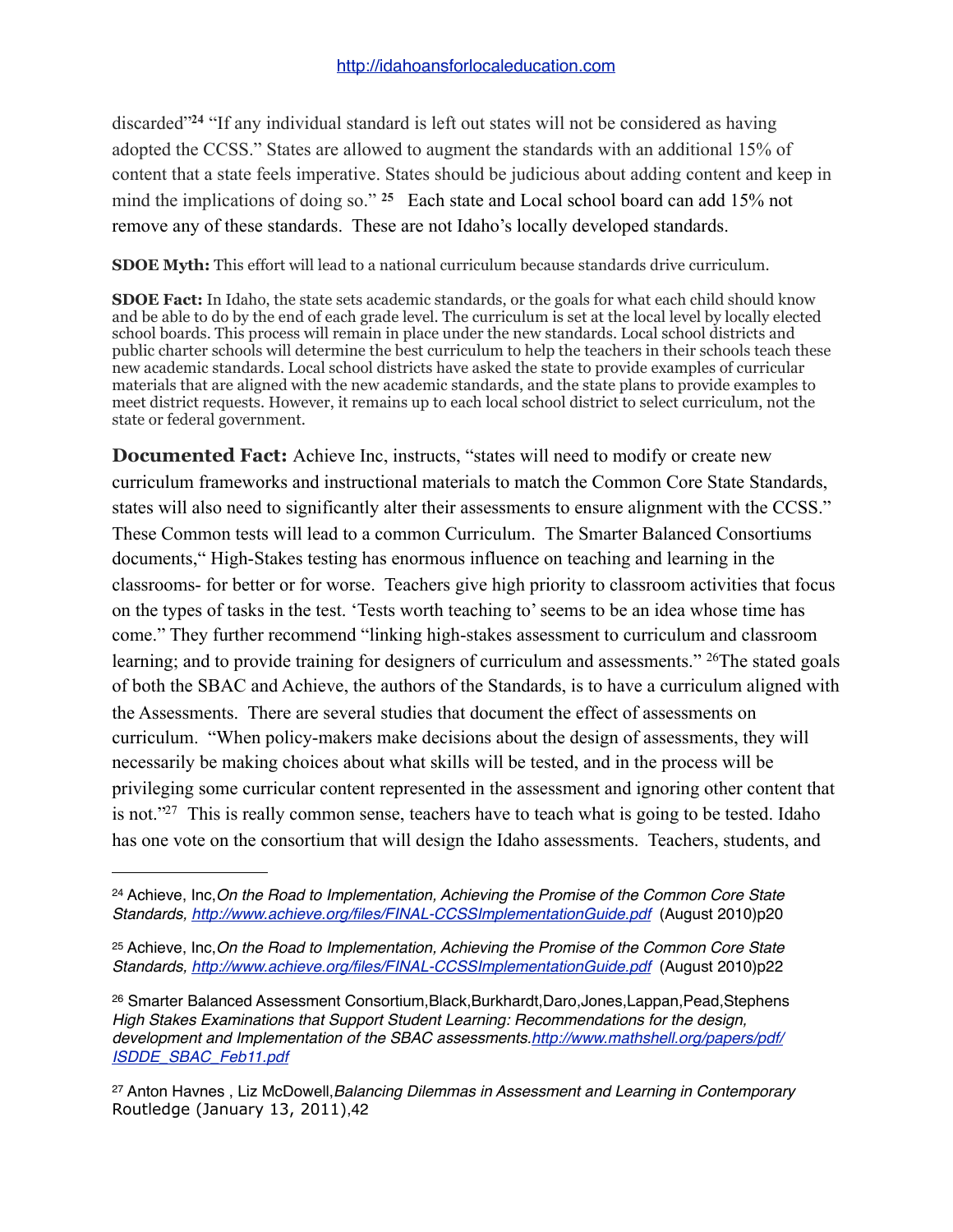discarded"[24] "If any individual standard is left out states will not be considered as having adopted the CCSS." States are allowed to augment the standards with an additional 15% of content that a state feels imperative. States should be judicious about adding content and keep in mind the implications of doing so." [25] Each state and Local school board can add 15% not remove any of these standards. These are not Idaho's locally developed standards.

**SDOE Myth:** This effort will lead to a national curriculum because standards drive curriculum.

**SDOE Fact:** In Idaho, the state sets academic standards, or the goals for what each child should know and be able to do by the end of each grade level. The curriculum is set at the local level by locally elected school boards. This process will remain in place under the new standards. Local school districts and public charter schools will determine the best curriculum to help the teachers in their schools teach these new academic standards. Local school districts have asked the state to provide examples of curricular materials that are aligned with the new academic standards, and the state plans to provide examples to meet district requests. However, it remains up to each local school district to select curriculum, not the state or federal government.

**Documented Fact:** Achieve Inc, instructs, "states will need to modify or create new curriculum frameworks and instructional materials to match the Common Core State Standards, states will also need to significantly alter their assessments to ensure alignment with the CCSS." These Common tests will lead to a common Curriculum. The Smarter Balanced Consortiums documents," High-Stakes testing has enormous influence on teaching and learning in the classrooms- for better or for worse. Teachers give high priority to classroom activities that focus on the types of tasks in the test. 'Tests worth teaching to' seems to be an idea whose time has come." They further recommend "linking high-stakes assessment to curriculum and classroom learning; and to provide training for designers of curriculum and assessments." [26]The stated goals of both the SBAC and Achieve, the authors of the Standards, is to have a curriculum aligned with the Assessments. There are several studies that document the effect of assessments on curriculum. "When policy-makers make decisions about the design of assessments, they will necessarily be making choices about what skills will be tested, and in the process will be privileging some curricular content represented in the assessment and ignoring other content that is not."[27] This is really common sense, teachers have to teach what is going to be tested. Idaho has one vote on the consortium that will design the Idaho assessments. Teachers, students, and

---

[24] Achieve, Inc,*On the Road to Implementation, Achieving the Promise of the Common Core State Standards, http://www.achieve.org/files/FINAL-CCSSImplementationGuide.pdf* (August 2010)p20

[25] Achieve, Inc,*On the Road to Implementation, Achieving the Promise of the Common Core State Standards, http://www.achieve.org/files/FINAL-CCSSImplementationGuide.pdf* (August 2010)p22

[26] Smarter Balanced Assessment Consortium,Black,Burkhardt,Daro,Jones,Lappan,Pead,Stephens *High Stakes Examinations that Support Student Learning: Recommendations for the design, development and Implementation of the SBAC assessments.http://www.mathshell.org/papers/pdf/ISDDE_SBAC_Feb11.pdf*

[27] Anton Havnes , Liz McDowell,*Balancing Dilemmas in Assessment and Learning in Contemporary* Routledge (January 13, 2011),42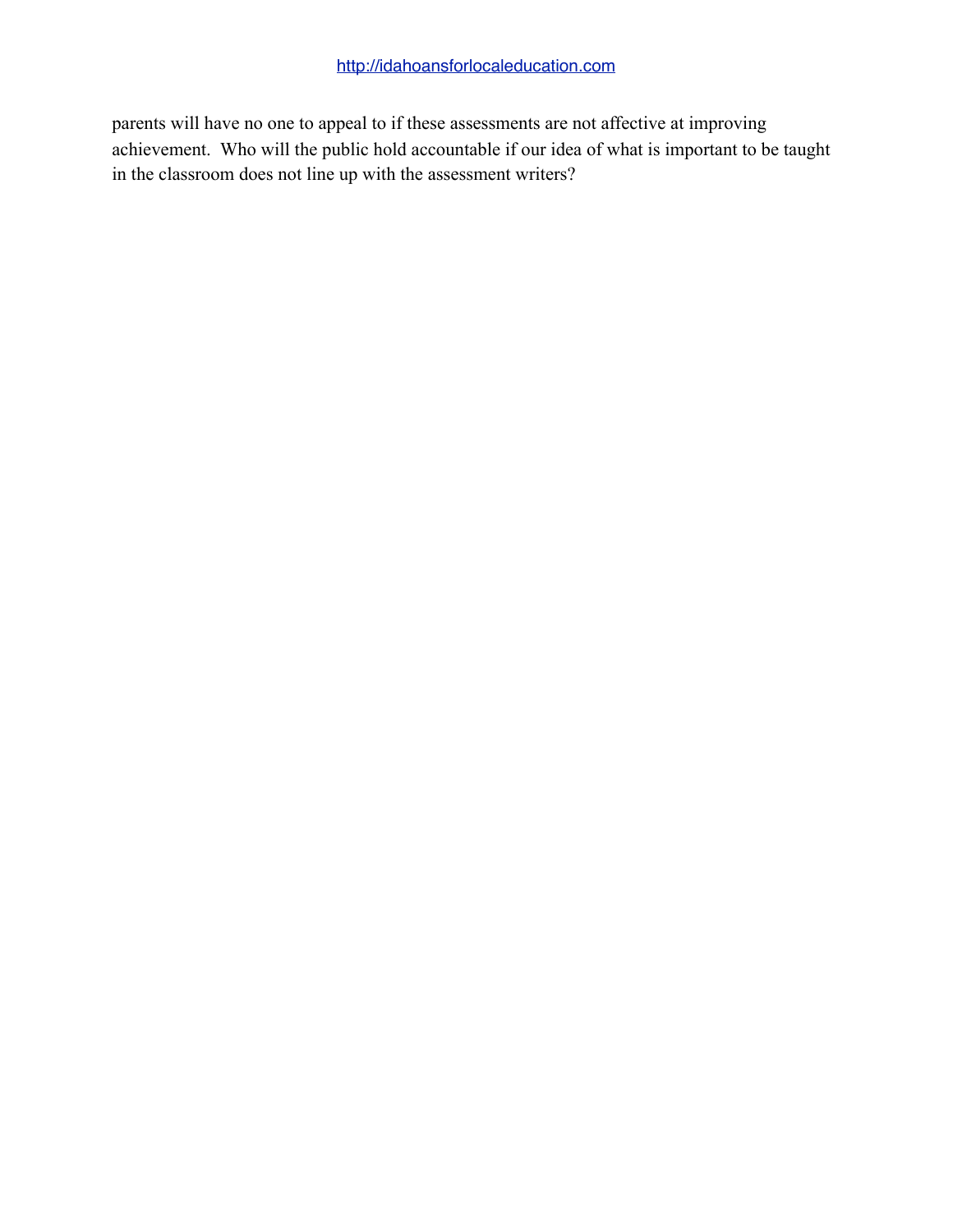parents will have no one to appeal to if these assessments are not affective at improving achievement. Who will the public hold accountable if our idea of what is important to be taught in the classroom does not line up with the assessment writers?